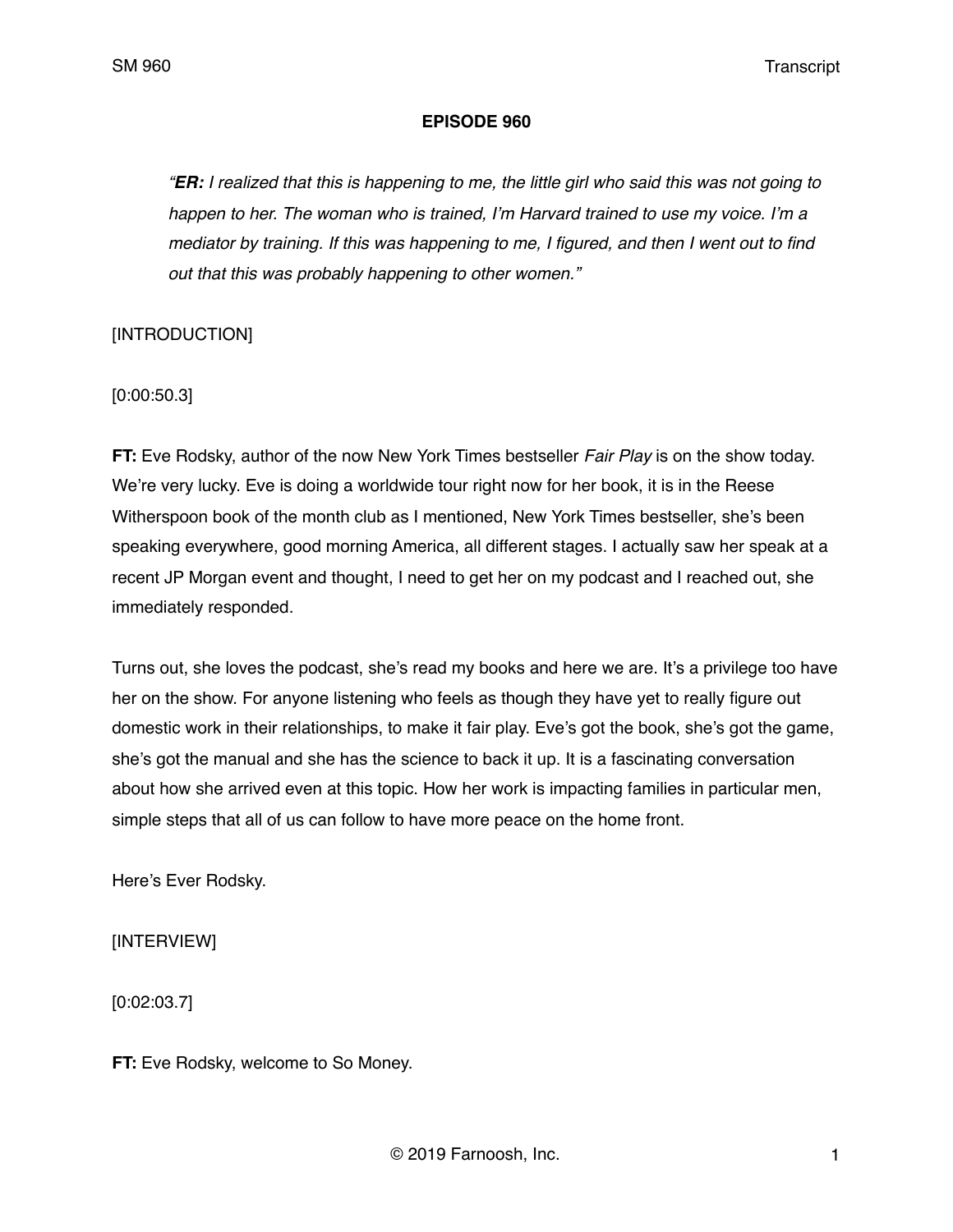**EPISODE 960**

> *"**ER:** I realized that this is happening to me, the little girl who said this was not going to happen to her. The woman who is trained, I'm Harvard trained to use my voice. I'm a mediator by training. If this was happening to me, I figured, and then I went out to find out that this was probably happening to other women."*

[INTRODUCTION]

[0:00:50.3]

**FT:** Eve Rodsky, author of the now New York Times bestseller *Fair Play* is on the show today. We're very lucky. Eve is doing a worldwide tour right now for her book, it is in the Reese Witherspoon book of the month club as I mentioned, New York Times bestseller, she's been speaking everywhere, good morning America, all different stages. I actually saw her speak at a recent JP Morgan event and thought, I need to get her on my podcast and I reached out, she immediately responded.

Turns out, she loves the podcast, she's read my books and here we are. It's a privilege too have her on the show. For anyone listening who feels as though they have yet to really figure out domestic work in their relationships, to make it fair play. Eve's got the book, she's got the game, she's got the manual and she has the science to back it up. It is a fascinating conversation about how she arrived even at this topic. How her work is impacting families in particular men, simple steps that all of us can follow to have more peace on the home front.

Here's Ever Rodsky.

[INTERVIEW]

[0:02:03.7]

**FT:** Eve Rodsky, welcome to So Money.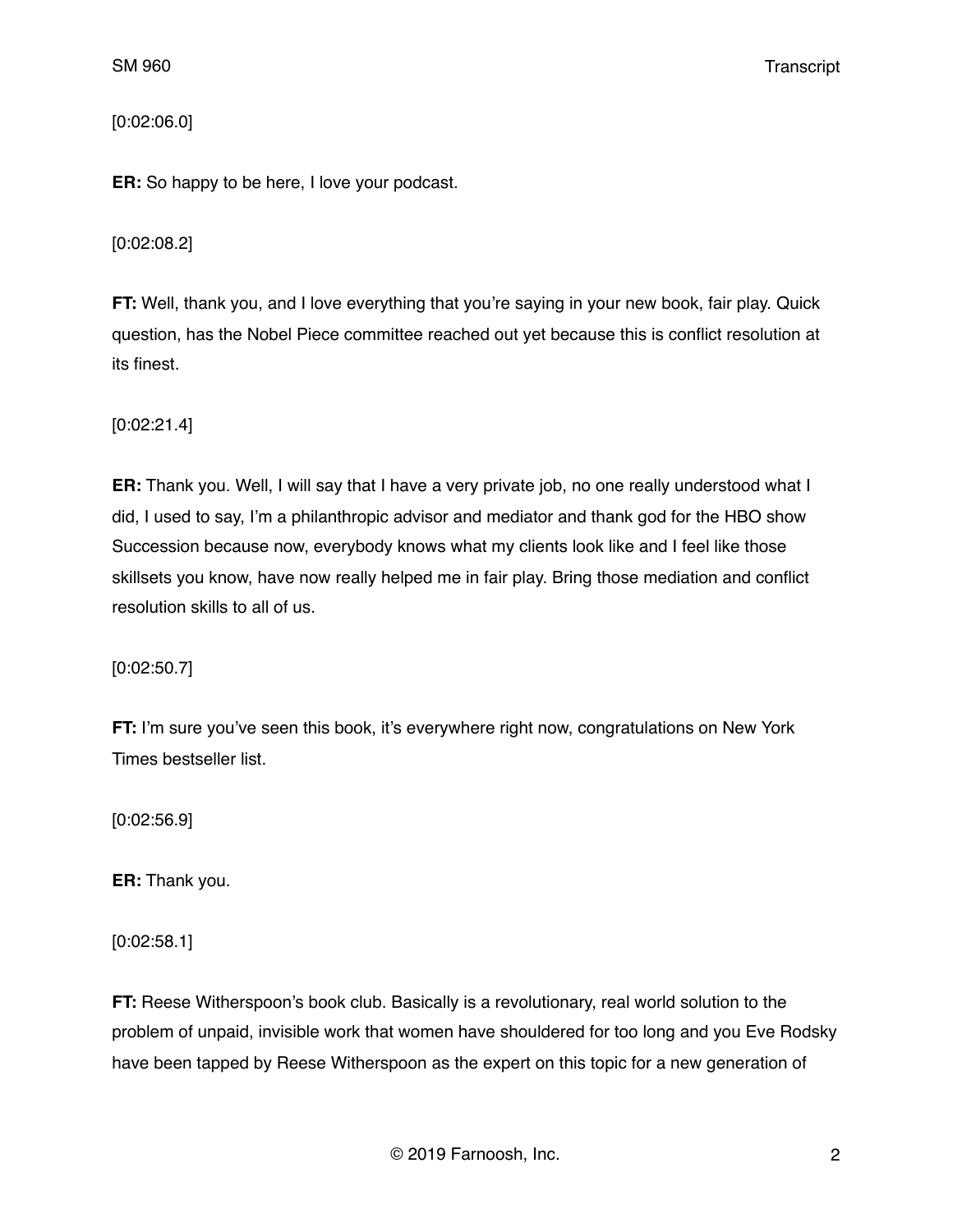[0:02:06.0]

**ER:** So happy to be here, I love your podcast.

[0:02:08.2]

**FT:** Well, thank you, and I love everything that you're saying in your new book, fair play. Quick question, has the Nobel Piece committee reached out yet because this is conflict resolution at its finest.

[0:02:21.4]

**ER:** Thank you. Well, I will say that I have a very private job, no one really understood what I did, I used to say, I'm a philanthropic advisor and mediator and thank god for the HBO show Succession because now, everybody knows what my clients look like and I feel like those skillsets you know, have now really helped me in fair play. Bring those mediation and conflict resolution skills to all of us.

[0:02:50.7]

**FT:** I'm sure you've seen this book, it's everywhere right now, congratulations on New York Times bestseller list.

[0:02:56.9]

**ER:** Thank you.

[0:02:58.1]

**FT:** Reese Witherspoon's book club. Basically is a revolutionary, real world solution to the problem of unpaid, invisible work that women have shouldered for too long and you Eve Rodsky have been tapped by Reese Witherspoon as the expert on this topic for a new generation of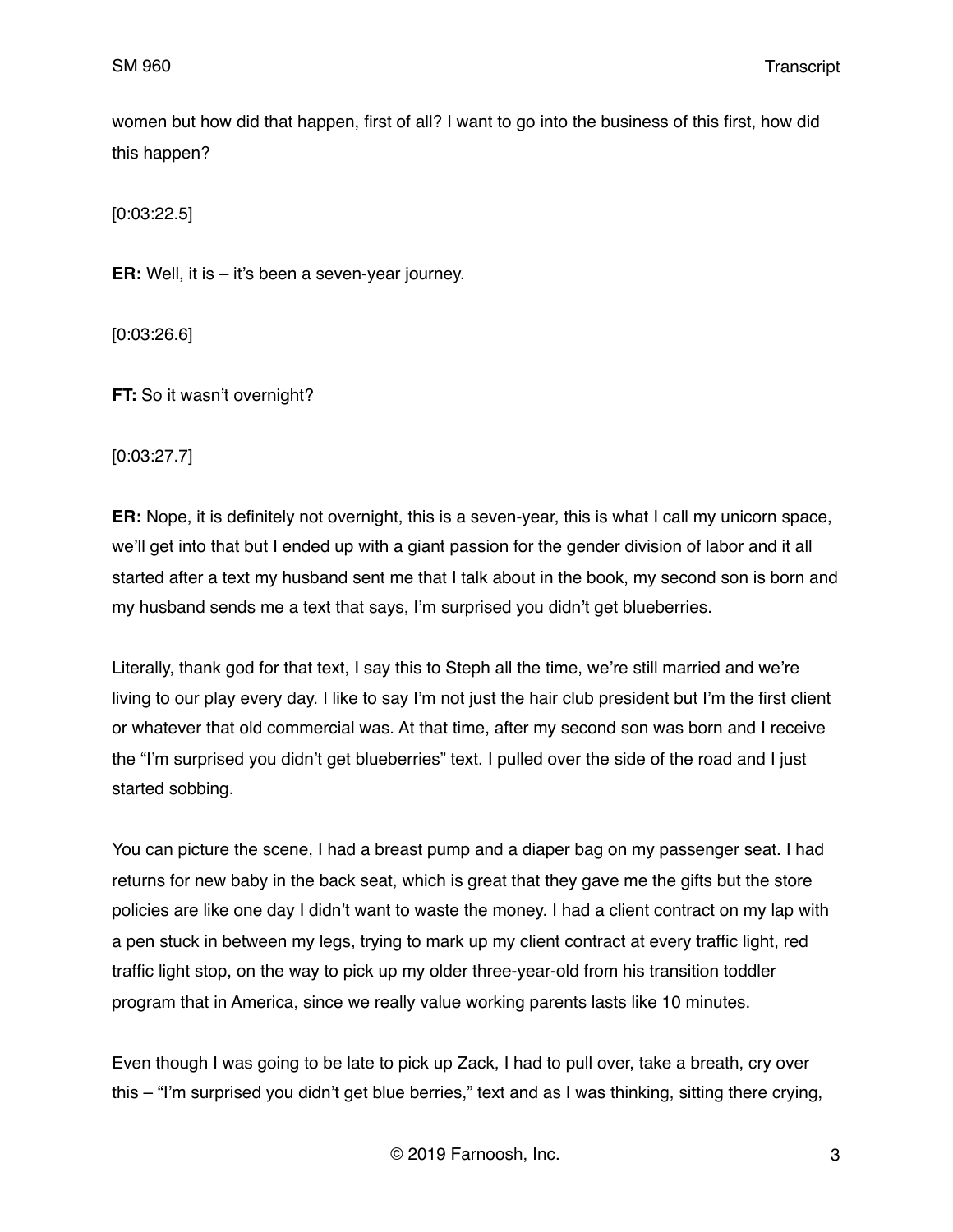women but how did that happen, first of all? I want to go into the business of this first, how did this happen?

[0:03:22.5]

**ER:** Well, it is – it's been a seven-year journey.

[0:03:26.6]

**FT:** So it wasn't overnight?

[0:03:27.7]

**ER:** Nope, it is definitely not overnight, this is a seven-year, this is what I call my unicorn space, we'll get into that but I ended up with a giant passion for the gender division of labor and it all started after a text my husband sent me that I talk about in the book, my second son is born and my husband sends me a text that says, I'm surprised you didn't get blueberries.

Literally, thank god for that text, I say this to Steph all the time, we're still married and we're living to our play every day. I like to say I'm not just the hair club president but I'm the first client or whatever that old commercial was. At that time, after my second son was born and I receive the "I'm surprised you didn't get blueberries" text. I pulled over the side of the road and I just started sobbing.

You can picture the scene, I had a breast pump and a diaper bag on my passenger seat. I had returns for new baby in the back seat, which is great that they gave me the gifts but the store policies are like one day I didn't want to waste the money. I had a client contract on my lap with a pen stuck in between my legs, trying to mark up my client contract at every traffic light, red traffic light stop, on the way to pick up my older three-year-old from his transition toddler program that in America, since we really value working parents lasts like 10 minutes.

Even though I was going to be late to pick up Zack, I had to pull over, take a breath, cry over this – "I'm surprised you didn't get blue berries," text and as I was thinking, sitting there crying,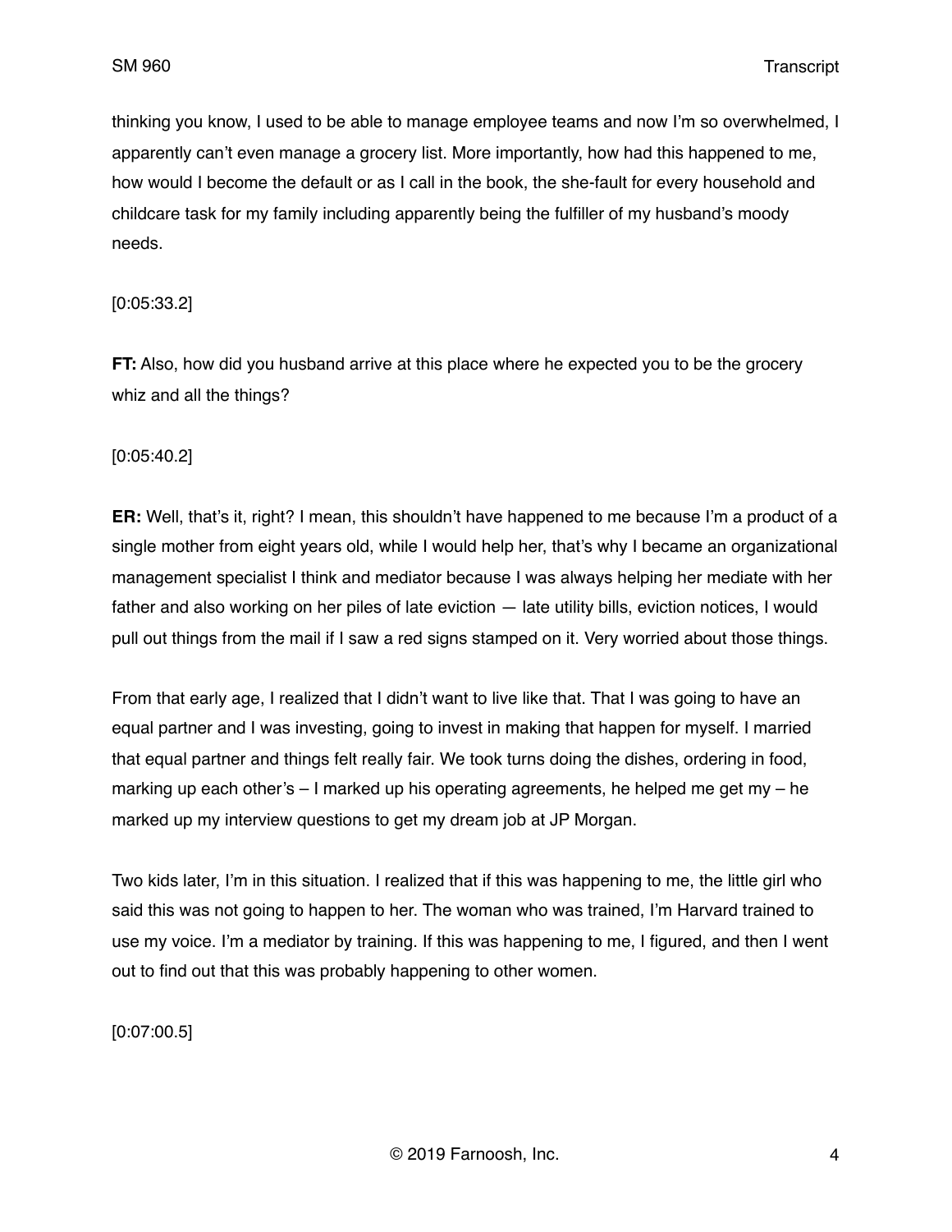thinking you know, I used to be able to manage employee teams and now I'm so overwhelmed, I apparently can't even manage a grocery list. More importantly, how had this happened to me, how would I become the default or as I call in the book, the she-fault for every household and childcare task for my family including apparently being the fulfiller of my husband's moody needs.

[0:05:33.2]

**FT:** Also, how did you husband arrive at this place where he expected you to be the grocery whiz and all the things?

[0:05:40.2]

**ER:** Well, that's it, right? I mean, this shouldn't have happened to me because I'm a product of a single mother from eight years old, while I would help her, that's why I became an organizational management specialist I think and mediator because I was always helping her mediate with her father and also working on her piles of late eviction — late utility bills, eviction notices, I would pull out things from the mail if I saw a red signs stamped on it. Very worried about those things.

From that early age, I realized that I didn't want to live like that. That I was going to have an equal partner and I was investing, going to invest in making that happen for myself. I married that equal partner and things felt really fair. We took turns doing the dishes, ordering in food, marking up each other's – I marked up his operating agreements, he helped me get my – he marked up my interview questions to get my dream job at JP Morgan.

Two kids later, I'm in this situation. I realized that if this was happening to me, the little girl who said this was not going to happen to her. The woman who was trained, I'm Harvard trained to use my voice. I'm a mediator by training. If this was happening to me, I figured, and then I went out to find out that this was probably happening to other women.

[0:07:00.5]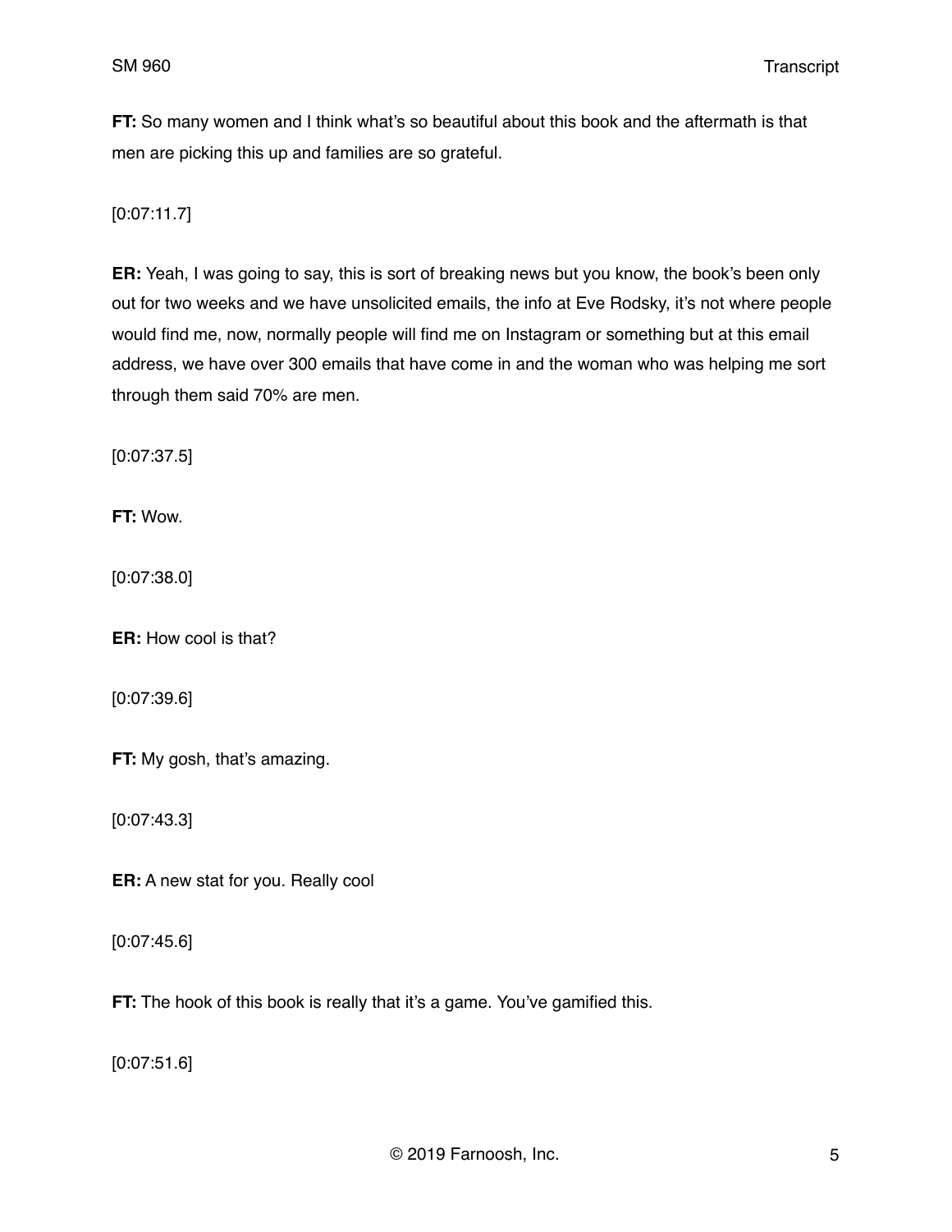**FT:** So many women and I think what's so beautiful about this book and the aftermath is that men are picking this up and families are so grateful.

[0:07:11.7]

**ER:** Yeah, I was going to say, this is sort of breaking news but you know, the book's been only out for two weeks and we have unsolicited emails, the info at Eve Rodsky, it's not where people would find me, now, normally people will find me on Instagram or something but at this email address, we have over 300 emails that have come in and the woman who was helping me sort through them said 70% are men.

[0:07:37.5]

**FT:** Wow.

[0:07:38.0]

**ER:** How cool is that?

[0:07:39.6]

**FT:** My gosh, that's amazing.

[0:07:43.3]

**ER:** A new stat for you. Really cool

[0:07:45.6]

**FT:** The hook of this book is really that it's a game. You've gamified this.

[0:07:51.6]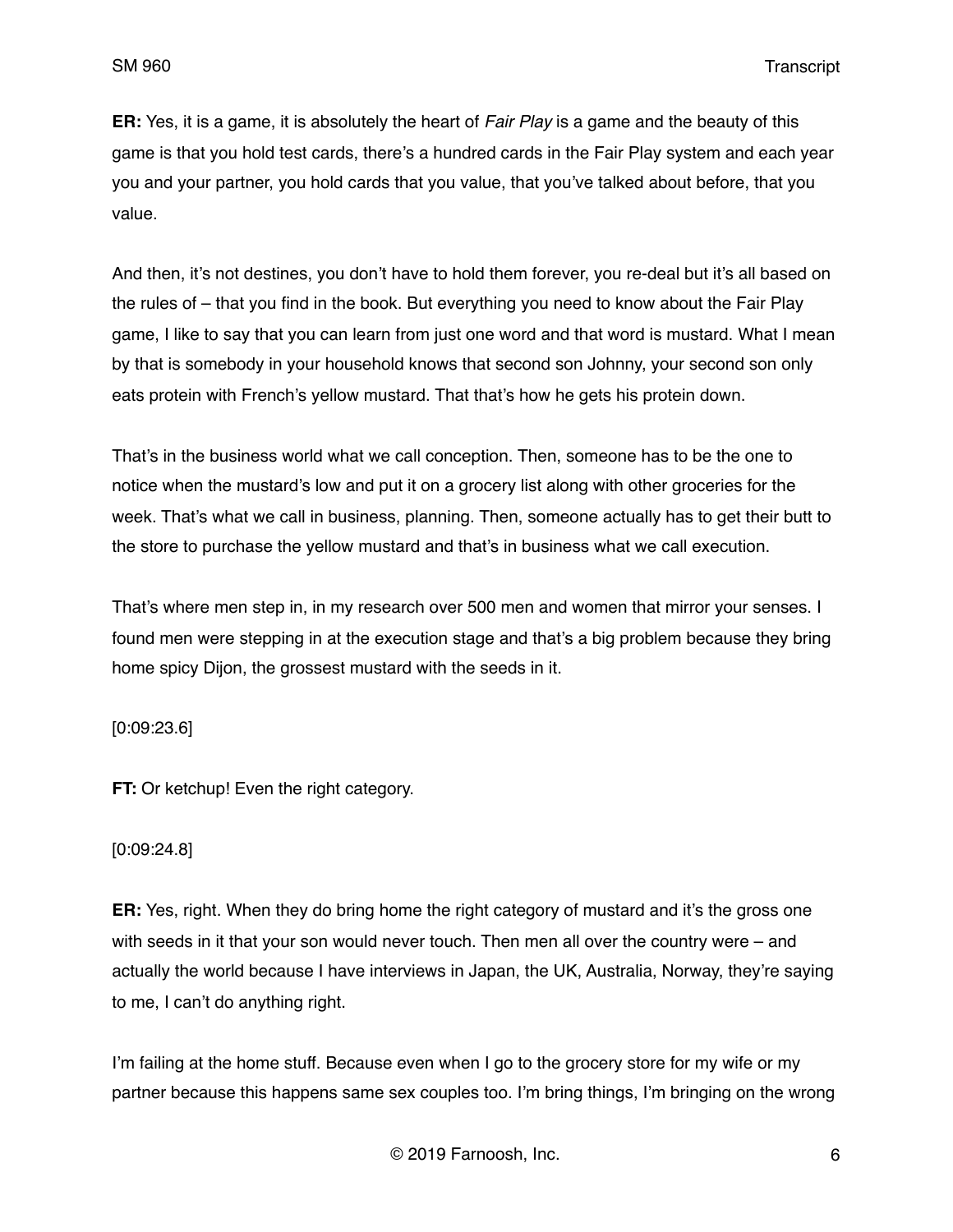**ER:** Yes, it is a game, it is absolutely the heart of *Fair Play* is a game and the beauty of this game is that you hold test cards, there's a hundred cards in the Fair Play system and each year you and your partner, you hold cards that you value, that you've talked about before, that you value.

And then, it's not destines, you don't have to hold them forever, you re-deal but it's all based on the rules of – that you find in the book. But everything you need to know about the Fair Play game, I like to say that you can learn from just one word and that word is mustard. What I mean by that is somebody in your household knows that second son Johnny, your second son only eats protein with French's yellow mustard. That that's how he gets his protein down.

That's in the business world what we call conception. Then, someone has to be the one to notice when the mustard's low and put it on a grocery list along with other groceries for the week. That's what we call in business, planning. Then, someone actually has to get their butt to the store to purchase the yellow mustard and that's in business what we call execution.

That's where men step in, in my research over 500 men and women that mirror your senses. I found men were stepping in at the execution stage and that's a big problem because they bring home spicy Dijon, the grossest mustard with the seeds in it.

[0:09:23.6]

**FT:** Or ketchup! Even the right category.

[0:09:24.8]

**ER:** Yes, right. When they do bring home the right category of mustard and it's the gross one with seeds in it that your son would never touch. Then men all over the country were – and actually the world because I have interviews in Japan, the UK, Australia, Norway, they're saying to me, I can't do anything right.

I'm failing at the home stuff. Because even when I go to the grocery store for my wife or my partner because this happens same sex couples too. I'm bring things, I'm bringing on the wrong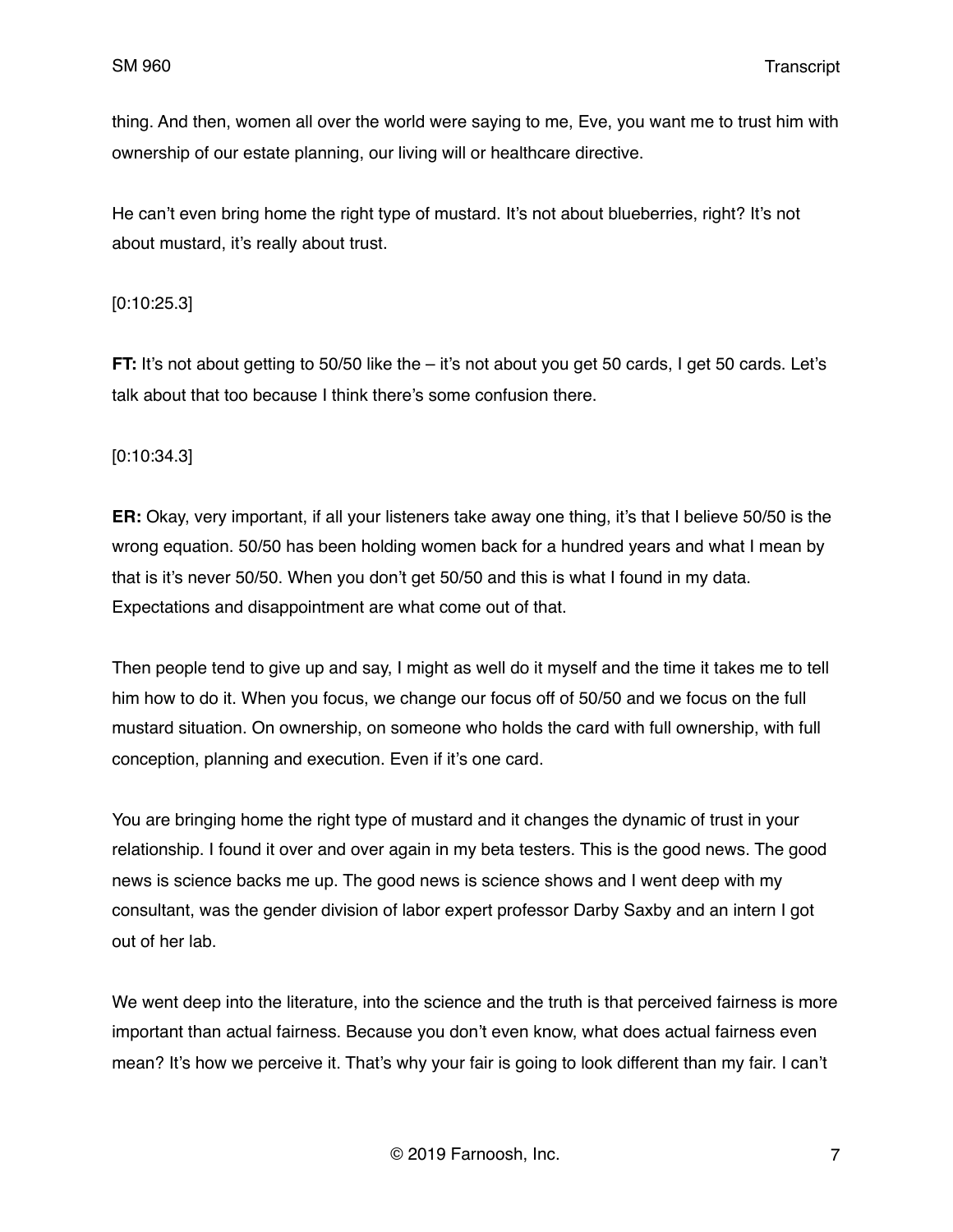thing. And then, women all over the world were saying to me, Eve, you want me to trust him with ownership of our estate planning, our living will or healthcare directive.

He can't even bring home the right type of mustard. It's not about blueberries, right? It's not about mustard, it's really about trust.

[0:10:25.3]

**FT:** It's not about getting to 50/50 like the – it's not about you get 50 cards, I get 50 cards. Let's talk about that too because I think there's some confusion there.

[0:10:34.3]

**ER:** Okay, very important, if all your listeners take away one thing, it's that I believe 50/50 is the wrong equation. 50/50 has been holding women back for a hundred years and what I mean by that is it's never 50/50. When you don't get 50/50 and this is what I found in my data. Expectations and disappointment are what come out of that.

Then people tend to give up and say, I might as well do it myself and the time it takes me to tell him how to do it. When you focus, we change our focus off of 50/50 and we focus on the full mustard situation. On ownership, on someone who holds the card with full ownership, with full conception, planning and execution. Even if it's one card.

You are bringing home the right type of mustard and it changes the dynamic of trust in your relationship. I found it over and over again in my beta testers. This is the good news. The good news is science backs me up. The good news is science shows and I went deep with my consultant, was the gender division of labor expert professor Darby Saxby and an intern I got out of her lab.

We went deep into the literature, into the science and the truth is that perceived fairness is more important than actual fairness. Because you don't even know, what does actual fairness even mean? It's how we perceive it. That's why your fair is going to look different than my fair. I can't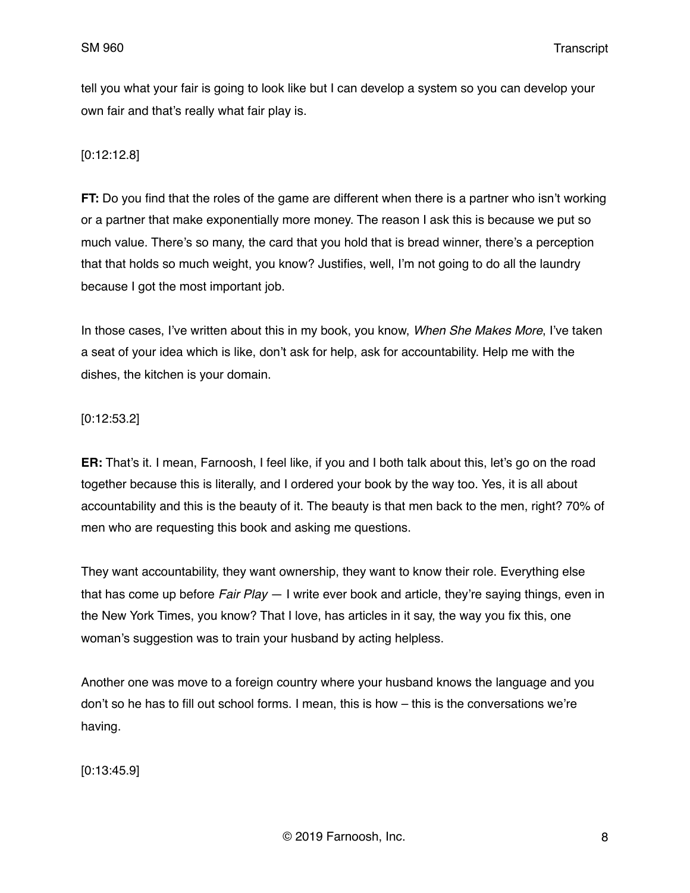tell you what your fair is going to look like but I can develop a system so you can develop your own fair and that's really what fair play is.

[0:12:12.8]

**FT:** Do you find that the roles of the game are different when there is a partner who isn't working or a partner that make exponentially more money. The reason I ask this is because we put so much value. There's so many, the card that you hold that is bread winner, there's a perception that that holds so much weight, you know? Justifies, well, I'm not going to do all the laundry because I got the most important job.

In those cases, I've written about this in my book, you know, *When She Makes More*, I've taken a seat of your idea which is like, don't ask for help, ask for accountability. Help me with the dishes, the kitchen is your domain.

[0:12:53.2]

**ER:** That's it. I mean, Farnoosh, I feel like, if you and I both talk about this, let's go on the road together because this is literally, and I ordered your book by the way too. Yes, it is all about accountability and this is the beauty of it. The beauty is that men back to the men, right? 70% of men who are requesting this book and asking me questions.

They want accountability, they want ownership, they want to know their role. Everything else that has come up before *Fair Play* — I write ever book and article, they're saying things, even in the New York Times, you know? That I love, has articles in it say, the way you fix this, one woman's suggestion was to train your husband by acting helpless.

Another one was move to a foreign country where your husband knows the language and you don't so he has to fill out school forms. I mean, this is how – this is the conversations we're having.

[0:13:45.9]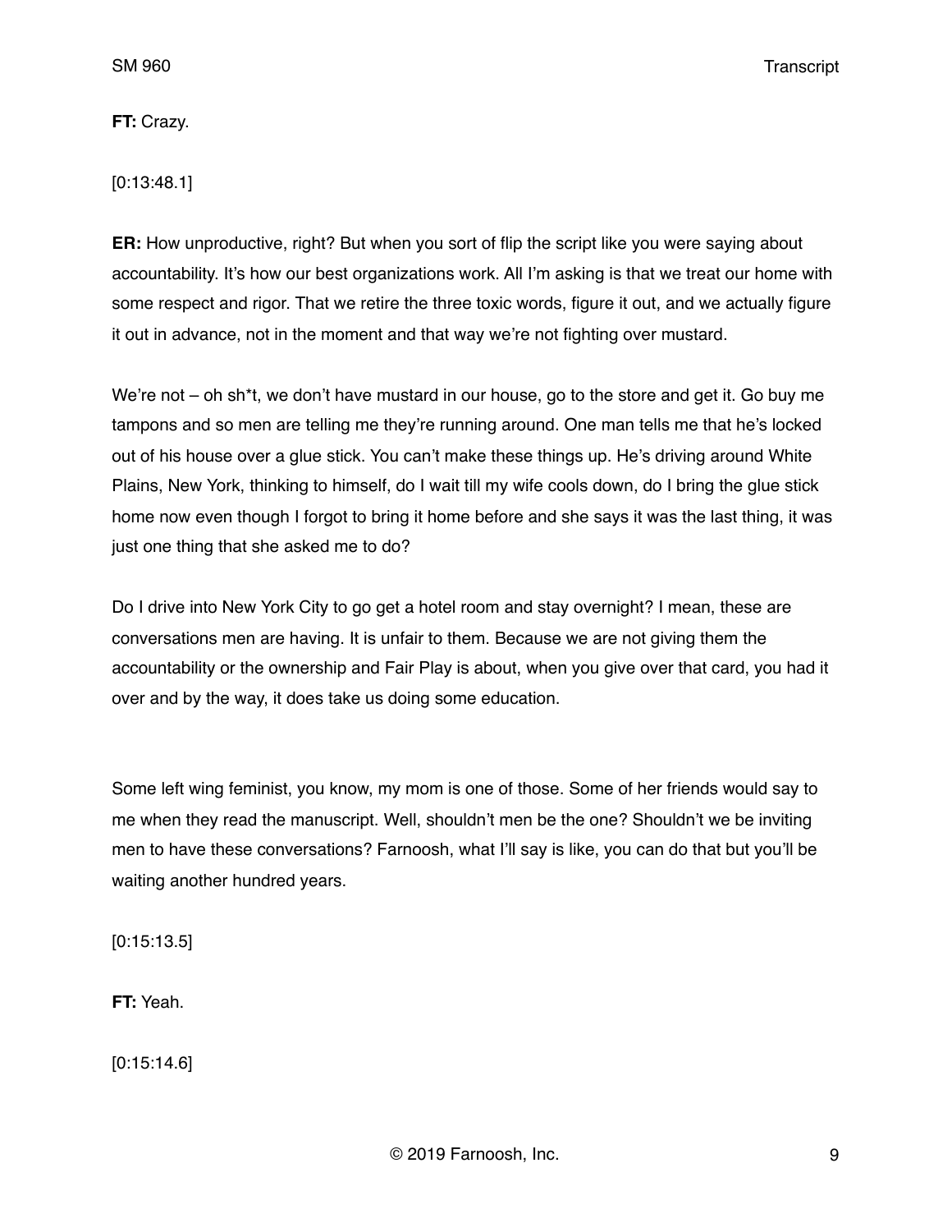**FT:** Crazy.

[0:13:48.1]

**ER:** How unproductive, right? But when you sort of flip the script like you were saying about accountability. It's how our best organizations work. All I'm asking is that we treat our home with some respect and rigor. That we retire the three toxic words, figure it out, and we actually figure it out in advance, not in the moment and that way we're not fighting over mustard.

We're not – oh sh*t, we don't have mustard in our house, go to the store and get it. Go buy me tampons and so men are telling me they're running around. One man tells me that he's locked out of his house over a glue stick. You can't make these things up. He's driving around White Plains, New York, thinking to himself, do I wait till my wife cools down, do I bring the glue stick home now even though I forgot to bring it home before and she says it was the last thing, it was just one thing that she asked me to do?

Do I drive into New York City to go get a hotel room and stay overnight? I mean, these are conversations men are having. It is unfair to them. Because we are not giving them the accountability or the ownership and Fair Play is about, when you give over that card, you had it over and by the way, it does take us doing some education.

Some left wing feminist, you know, my mom is one of those. Some of her friends would say to me when they read the manuscript. Well, shouldn't men be the one? Shouldn't we be inviting men to have these conversations? Farnoosh, what I'll say is like, you can do that but you'll be waiting another hundred years.

[0:15:13.5]

**FT:** Yeah.

[0:15:14.6]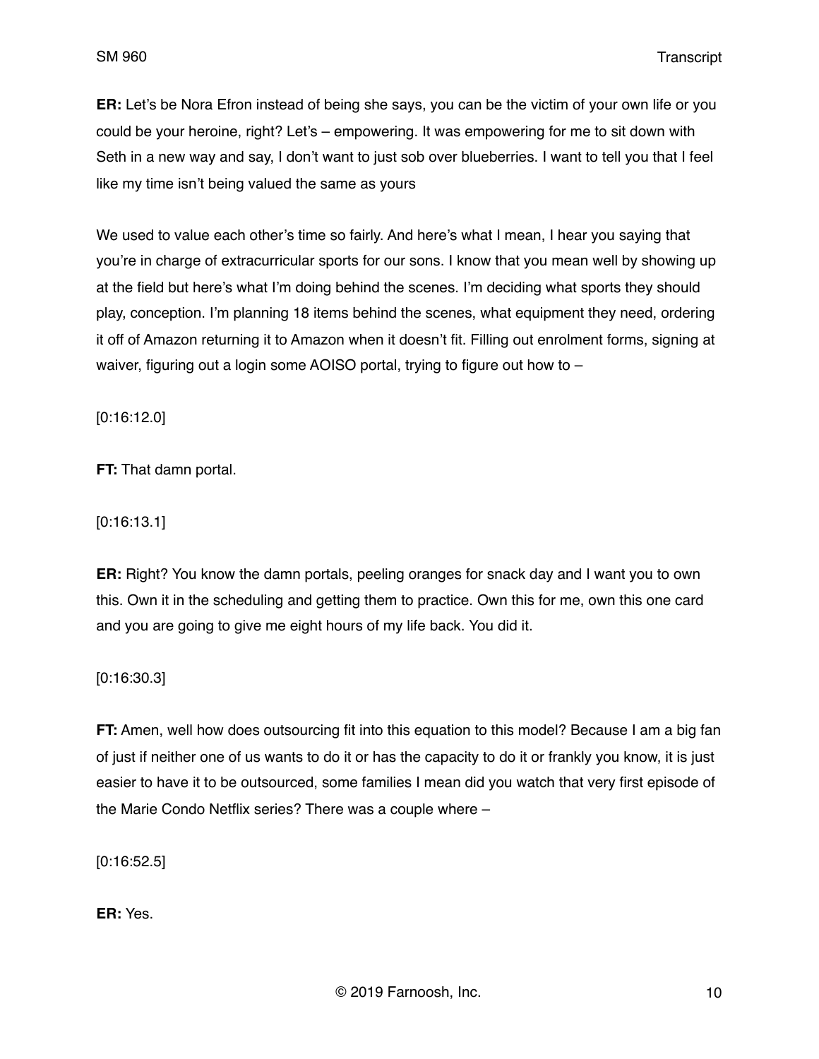**ER:** Let's be Nora Efron instead of being she says, you can be the victim of your own life or you could be your heroine, right? Let's – empowering. It was empowering for me to sit down with Seth in a new way and say, I don't want to just sob over blueberries. I want to tell you that I feel like my time isn't being valued the same as yours

We used to value each other's time so fairly. And here's what I mean, I hear you saying that you're in charge of extracurricular sports for our sons. I know that you mean well by showing up at the field but here's what I'm doing behind the scenes. I'm deciding what sports they should play, conception. I'm planning 18 items behind the scenes, what equipment they need, ordering it off of Amazon returning it to Amazon when it doesn't fit. Filling out enrolment forms, signing at waiver, figuring out a login some AOISO portal, trying to figure out how to –

[0:16:12.0]

**FT:** That damn portal.

[0:16:13.1]

**ER:** Right? You know the damn portals, peeling oranges for snack day and I want you to own this. Own it in the scheduling and getting them to practice. Own this for me, own this one card and you are going to give me eight hours of my life back. You did it.

[0:16:30.3]

**FT:** Amen, well how does outsourcing fit into this equation to this model? Because I am a big fan of just if neither one of us wants to do it or has the capacity to do it or frankly you know, it is just easier to have it to be outsourced, some families I mean did you watch that very first episode of the Marie Condo Netflix series? There was a couple where –

[0:16:52.5]

**ER:** Yes.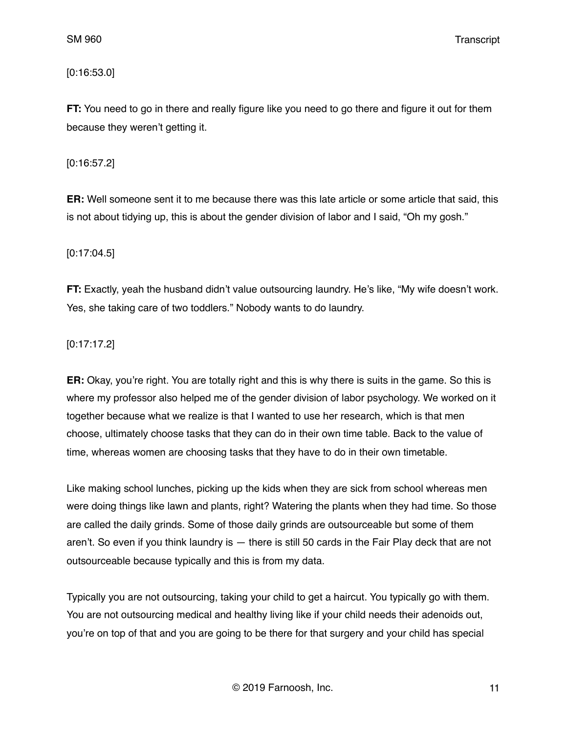[0:16:53.0]

**FT:** You need to go in there and really figure like you need to go there and figure it out for them because they weren't getting it.

[0:16:57.2]

**ER:** Well someone sent it to me because there was this late article or some article that said, this is not about tidying up, this is about the gender division of labor and I said, "Oh my gosh."

[0:17:04.5]

**FT:** Exactly, yeah the husband didn't value outsourcing laundry. He's like, "My wife doesn't work. Yes, she taking care of two toddlers." Nobody wants to do laundry.

[0:17:17.2]

**ER:** Okay, you're right. You are totally right and this is why there is suits in the game. So this is where my professor also helped me of the gender division of labor psychology. We worked on it together because what we realize is that I wanted to use her research, which is that men choose, ultimately choose tasks that they can do in their own time table. Back to the value of time, whereas women are choosing tasks that they have to do in their own timetable.

Like making school lunches, picking up the kids when they are sick from school whereas men were doing things like lawn and plants, right? Watering the plants when they had time. So those are called the daily grinds. Some of those daily grinds are outsourceable but some of them aren't. So even if you think laundry is — there is still 50 cards in the Fair Play deck that are not outsourceable because typically and this is from my data.

Typically you are not outsourcing, taking your child to get a haircut. You typically go with them. You are not outsourcing medical and healthy living like if your child needs their adenoids out, you're on top of that and you are going to be there for that surgery and your child has special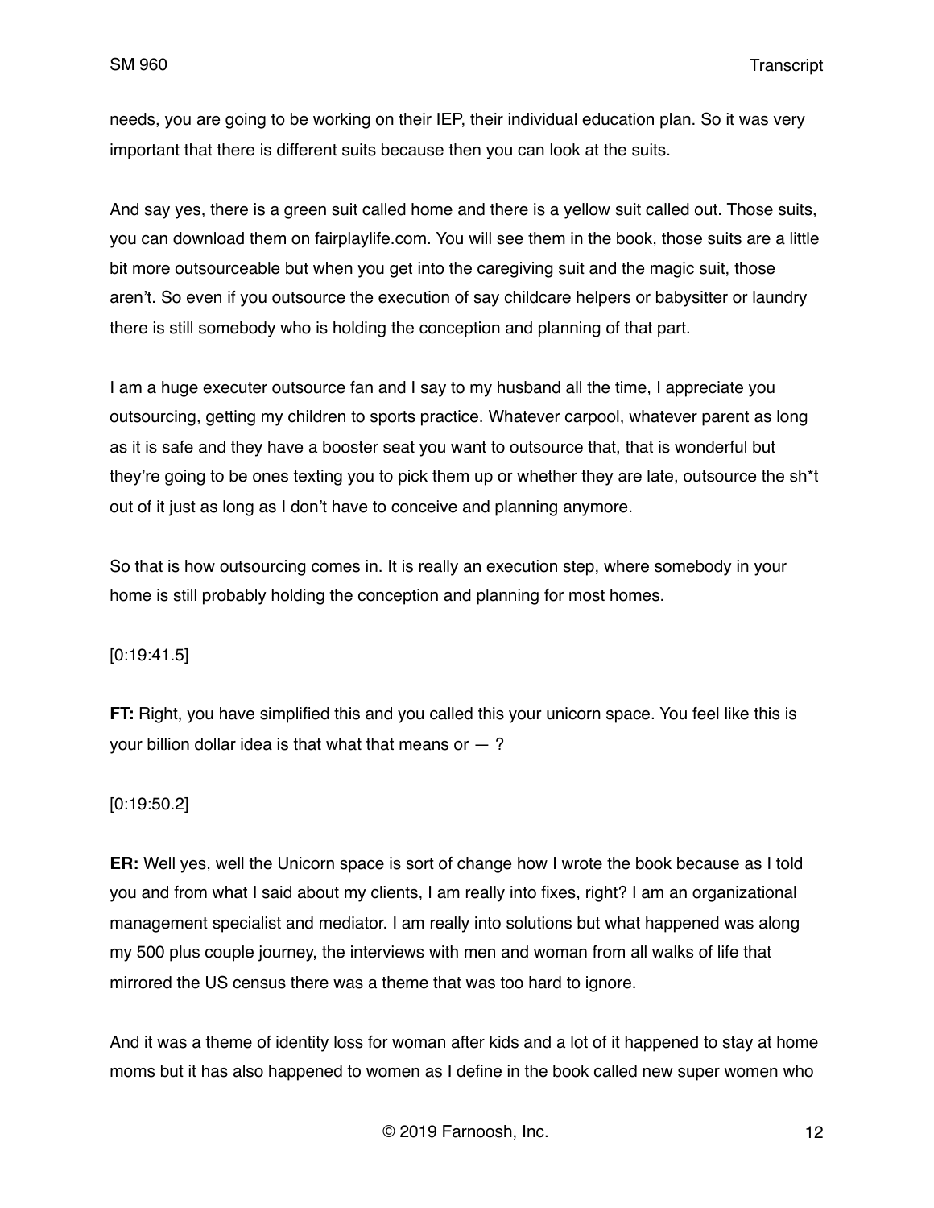needs, you are going to be working on their IEP, their individual education plan. So it was very important that there is different suits because then you can look at the suits.

And say yes, there is a green suit called home and there is a yellow suit called out. Those suits, you can download them on fairplaylife.com. You will see them in the book, those suits are a little bit more outsourceable but when you get into the caregiving suit and the magic suit, those aren't. So even if you outsource the execution of say childcare helpers or babysitter or laundry there is still somebody who is holding the conception and planning of that part.

I am a huge executer outsource fan and I say to my husband all the time, I appreciate you outsourcing, getting my children to sports practice. Whatever carpool, whatever parent as long as it is safe and they have a booster seat you want to outsource that, that is wonderful but they're going to be ones texting you to pick them up or whether they are late, outsource the sh*t out of it just as long as I don't have to conceive and planning anymore.

So that is how outsourcing comes in. It is really an execution step, where somebody in your home is still probably holding the conception and planning for most homes.

[0:19:41.5]

**FT:** Right, you have simplified this and you called this your unicorn space. You feel like this is your billion dollar idea is that what that means or — ?

[0:19:50.2]

**ER:** Well yes, well the Unicorn space is sort of change how I wrote the book because as I told you and from what I said about my clients, I am really into fixes, right? I am an organizational management specialist and mediator. I am really into solutions but what happened was along my 500 plus couple journey, the interviews with men and woman from all walks of life that mirrored the US census there was a theme that was too hard to ignore.

And it was a theme of identity loss for woman after kids and a lot of it happened to stay at home moms but it has also happened to women as I define in the book called new super women who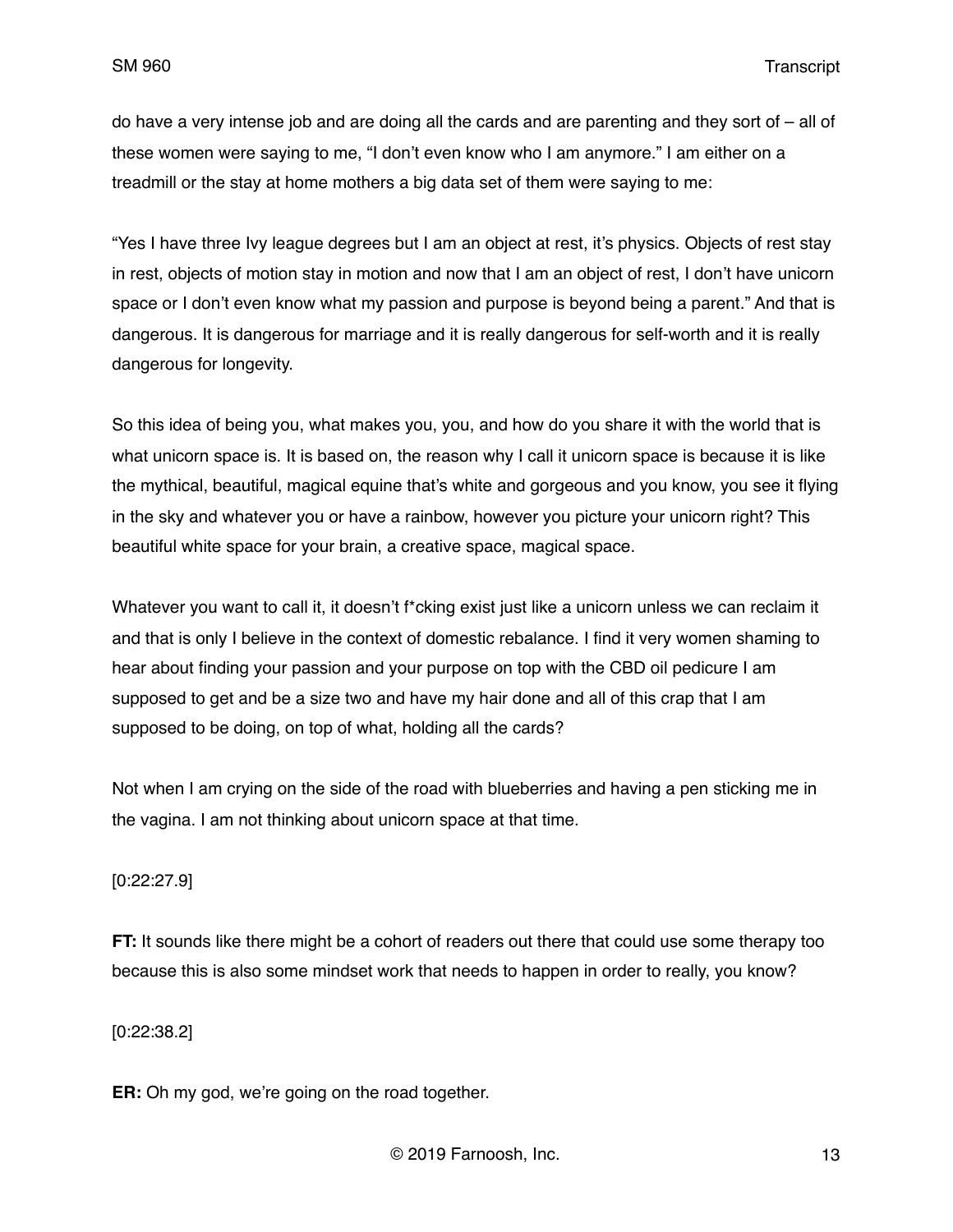do have a very intense job and are doing all the cards and are parenting and they sort of – all of these women were saying to me, "I don't even know who I am anymore." I am either on a treadmill or the stay at home mothers a big data set of them were saying to me:

"Yes I have three Ivy league degrees but I am an object at rest, it's physics. Objects of rest stay in rest, objects of motion stay in motion and now that I am an object of rest, I don't have unicorn space or I don't even know what my passion and purpose is beyond being a parent." And that is dangerous. It is dangerous for marriage and it is really dangerous for self-worth and it is really dangerous for longevity.

So this idea of being you, what makes you, you, and how do you share it with the world that is what unicorn space is. It is based on, the reason why I call it unicorn space is because it is like the mythical, beautiful, magical equine that's white and gorgeous and you know, you see it flying in the sky and whatever you or have a rainbow, however you picture your unicorn right? This beautiful white space for your brain, a creative space, magical space.

Whatever you want to call it, it doesn't f*cking exist just like a unicorn unless we can reclaim it and that is only I believe in the context of domestic rebalance. I find it very women shaming to hear about finding your passion and your purpose on top with the CBD oil pedicure I am supposed to get and be a size two and have my hair done and all of this crap that I am supposed to be doing, on top of what, holding all the cards?

Not when I am crying on the side of the road with blueberries and having a pen sticking me in the vagina. I am not thinking about unicorn space at that time.

[0:22:27.9]

**FT:** It sounds like there might be a cohort of readers out there that could use some therapy too because this is also some mindset work that needs to happen in order to really, you know?

[0:22:38.2]

**ER:** Oh my god, we're going on the road together.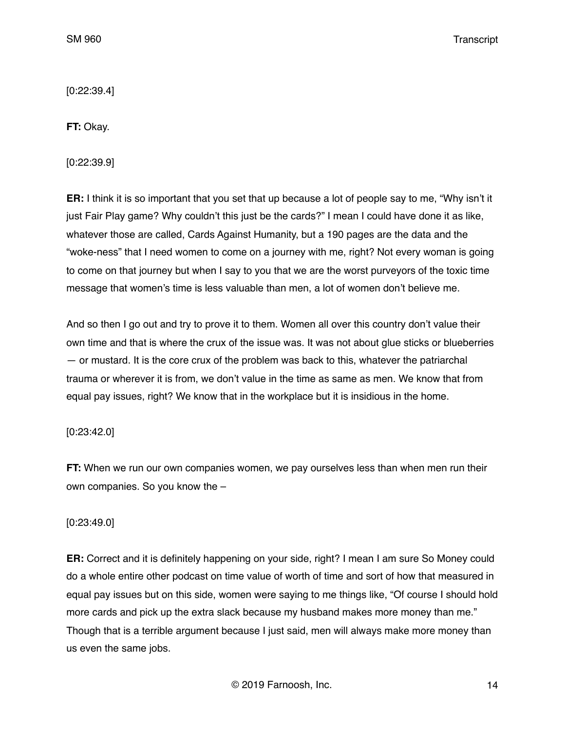[0:22:39.4]

**FT:** Okay.

[0:22:39.9]

**ER:** I think it is so important that you set that up because a lot of people say to me, “Why isn’t it just Fair Play game? Why couldn’t this just be the cards?” I mean I could have done it as like, whatever those are called, Cards Against Humanity, but a 190 pages are the data and the “woke-ness” that I need women to come on a journey with me, right? Not every woman is going to come on that journey but when I say to you that we are the worst purveyors of the toxic time message that women’s time is less valuable than men, a lot of women don’t believe me.

And so then I go out and try to prove it to them. Women all over this country don’t value their own time and that is where the crux of the issue was. It was not about glue sticks or blueberries — or mustard. It is the core crux of the problem was back to this, whatever the patriarchal trauma or wherever it is from, we don’t value in the time as same as men. We know that from equal pay issues, right? We know that in the workplace but it is insidious in the home.

[0:23:42.0]

**FT:** When we run our own companies women, we pay ourselves less than when men run their own companies. So you know the –

[0:23:49.0]

**ER:** Correct and it is definitely happening on your side, right? I mean I am sure So Money could do a whole entire other podcast on time value of worth of time and sort of how that measured in equal pay issues but on this side, women were saying to me things like, “Of course I should hold more cards and pick up the extra slack because my husband makes more money than me.” Though that is a terrible argument because I just said, men will always make more money than us even the same jobs.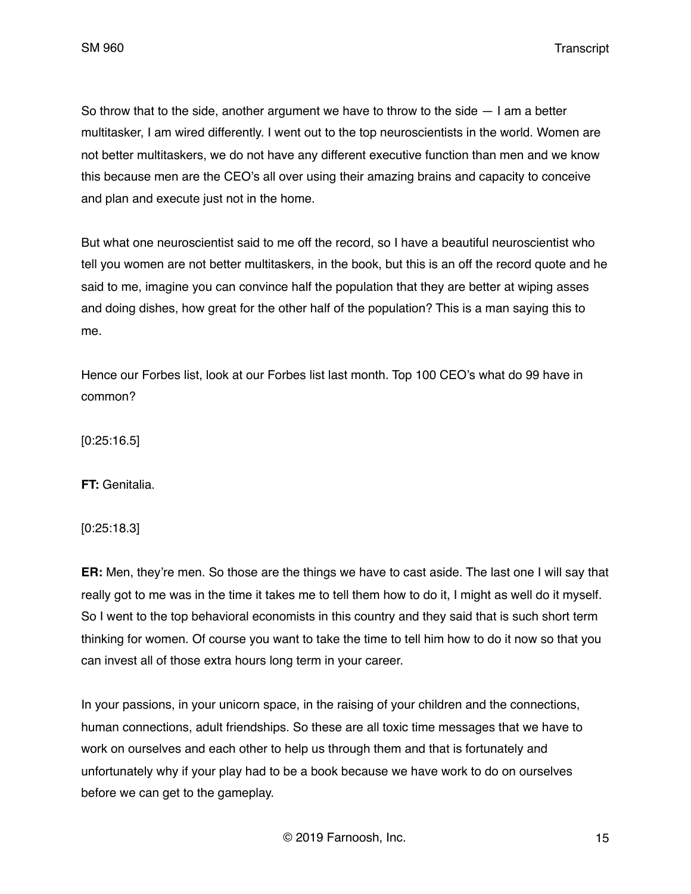So throw that to the side, another argument we have to throw to the side — I am a better multitasker, I am wired differently. I went out to the top neuroscientists in the world. Women are not better multitaskers, we do not have any different executive function than men and we know this because men are the CEO's all over using their amazing brains and capacity to conceive and plan and execute just not in the home.

But what one neuroscientist said to me off the record, so I have a beautiful neuroscientist who tell you women are not better multitaskers, in the book, but this is an off the record quote and he said to me, imagine you can convince half the population that they are better at wiping asses and doing dishes, how great for the other half of the population? This is a man saying this to me.

Hence our Forbes list, look at our Forbes list last month. Top 100 CEO's what do 99 have in common?

[0:25:16.5]

**FT:** Genitalia.

[0:25:18.3]

**ER:** Men, they're men. So those are the things we have to cast aside. The last one I will say that really got to me was in the time it takes me to tell them how to do it, I might as well do it myself. So I went to the top behavioral economists in this country and they said that is such short term thinking for women. Of course you want to take the time to tell him how to do it now so that you can invest all of those extra hours long term in your career.

In your passions, in your unicorn space, in the raising of your children and the connections, human connections, adult friendships. So these are all toxic time messages that we have to work on ourselves and each other to help us through them and that is fortunately and unfortunately why if your play had to be a book because we have work to do on ourselves before we can get to the gameplay.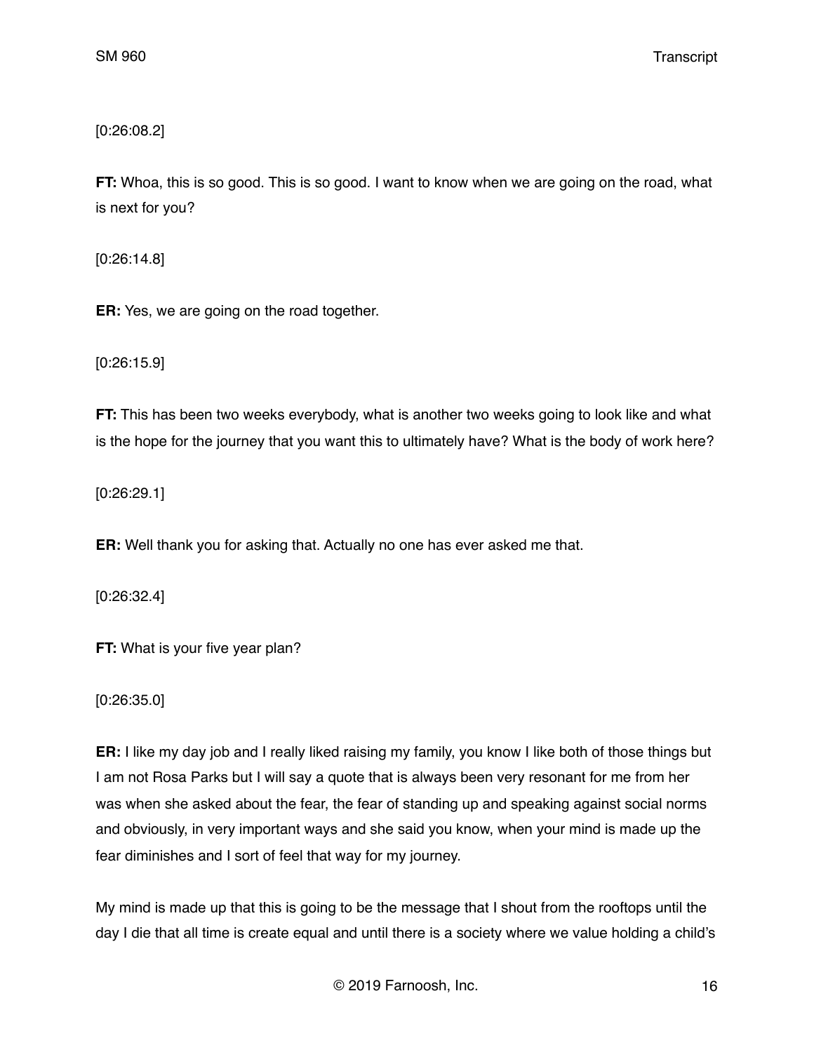[0:26:08.2]

**FT:** Whoa, this is so good. This is so good. I want to know when we are going on the road, what is next for you?

[0:26:14.8]

**ER:** Yes, we are going on the road together.

[0:26:15.9]

**FT:** This has been two weeks everybody, what is another two weeks going to look like and what is the hope for the journey that you want this to ultimately have? What is the body of work here?

[0:26:29.1]

**ER:** Well thank you for asking that. Actually no one has ever asked me that.

[0:26:32.4]

**FT:** What is your five year plan?

[0:26:35.0]

**ER:** I like my day job and I really liked raising my family, you know I like both of those things but I am not Rosa Parks but I will say a quote that is always been very resonant for me from her was when she asked about the fear, the fear of standing up and speaking against social norms and obviously, in very important ways and she said you know, when your mind is made up the fear diminishes and I sort of feel that way for my journey.

My mind is made up that this is going to be the message that I shout from the rooftops until the day I die that all time is create equal and until there is a society where we value holding a child's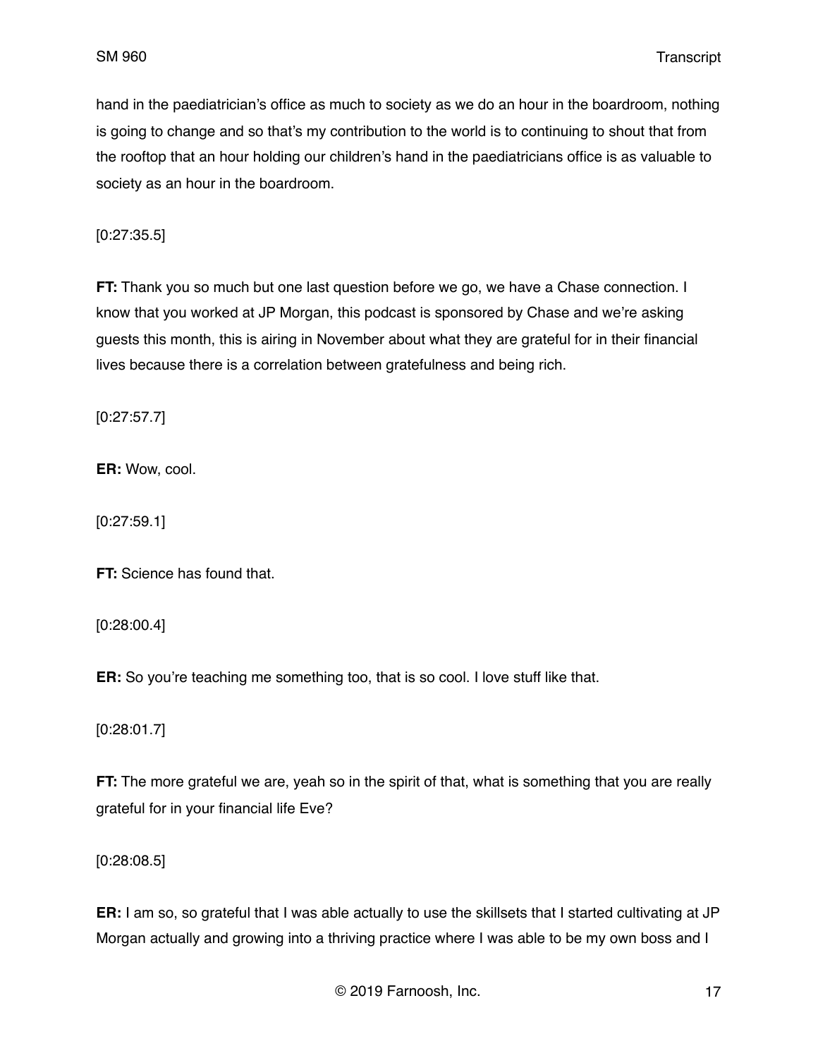hand in the paediatrician's office as much to society as we do an hour in the boardroom, nothing is going to change and so that's my contribution to the world is to continuing to shout that from the rooftop that an hour holding our children's hand in the paediatricians office is as valuable to society as an hour in the boardroom.

[0:27:35.5]

**FT:** Thank you so much but one last question before we go, we have a Chase connection. I know that you worked at JP Morgan, this podcast is sponsored by Chase and we're asking guests this month, this is airing in November about what they are grateful for in their financial lives because there is a correlation between gratefulness and being rich.

[0:27:57.7]

**ER:** Wow, cool.

[0:27:59.1]

**FT:** Science has found that.

[0:28:00.4]

**ER:** So you're teaching me something too, that is so cool. I love stuff like that.

[0:28:01.7]

**FT:** The more grateful we are, yeah so in the spirit of that, what is something that you are really grateful for in your financial life Eve?

[0:28:08.5]

**ER:** I am so, so grateful that I was able actually to use the skillsets that I started cultivating at JP Morgan actually and growing into a thriving practice where I was able to be my own boss and I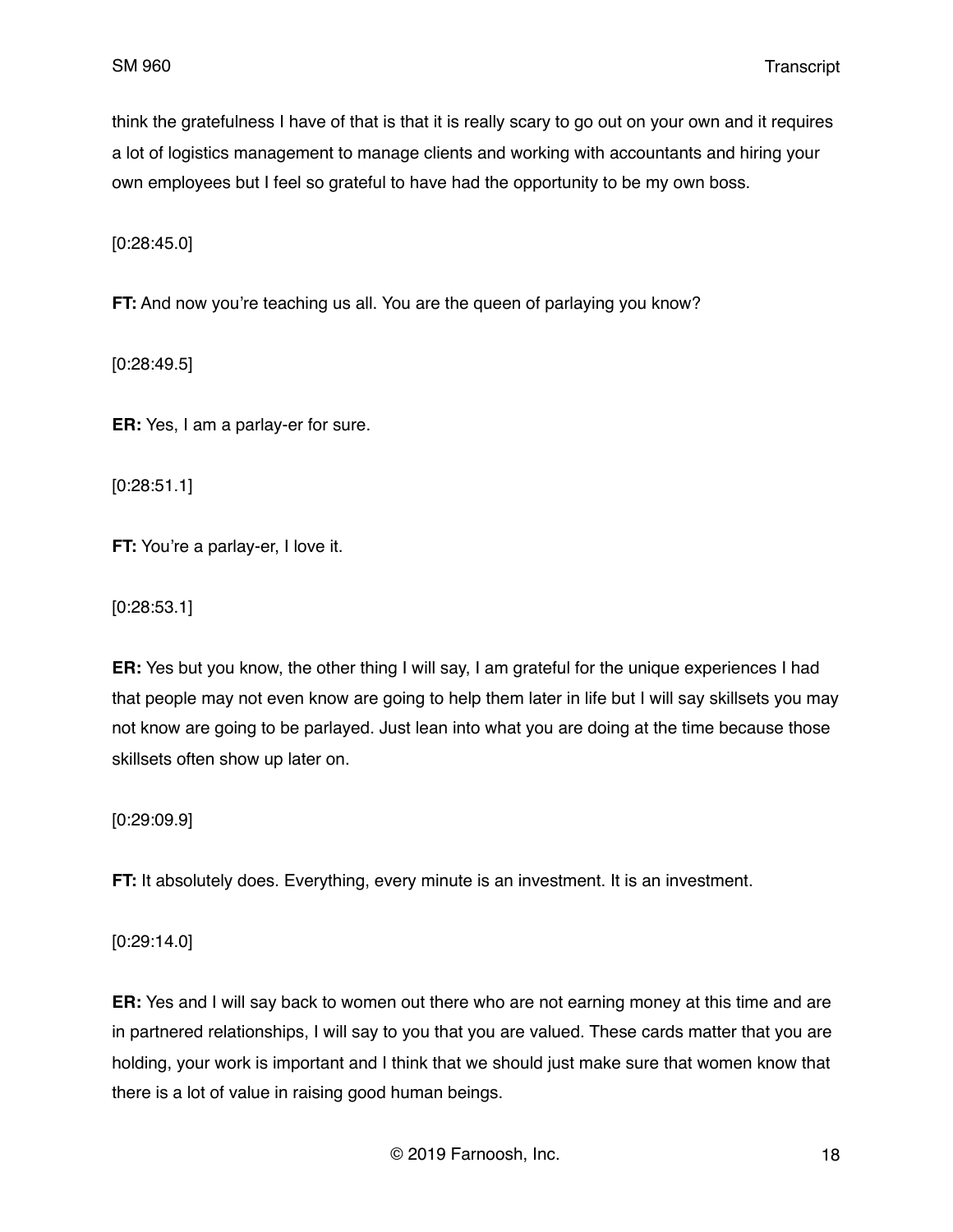think the gratefulness I have of that is that it is really scary to go out on your own and it requires a lot of logistics management to manage clients and working with accountants and hiring your own employees but I feel so grateful to have had the opportunity to be my own boss.

[0:28:45.0]

**FT:** And now you're teaching us all. You are the queen of parlaying you know?

[0:28:49.5]

**ER:** Yes, I am a parlay-er for sure.

[0:28:51.1]

**FT:** You're a parlay-er, I love it.

[0:28:53.1]

**ER:** Yes but you know, the other thing I will say, I am grateful for the unique experiences I had that people may not even know are going to help them later in life but I will say skillsets you may not know are going to be parlayed. Just lean into what you are doing at the time because those skillsets often show up later on.

[0:29:09.9]

**FT:** It absolutely does. Everything, every minute is an investment. It is an investment.

[0:29:14.0]

**ER:** Yes and I will say back to women out there who are not earning money at this time and are in partnered relationships, I will say to you that you are valued. These cards matter that you are holding, your work is important and I think that we should just make sure that women know that there is a lot of value in raising good human beings.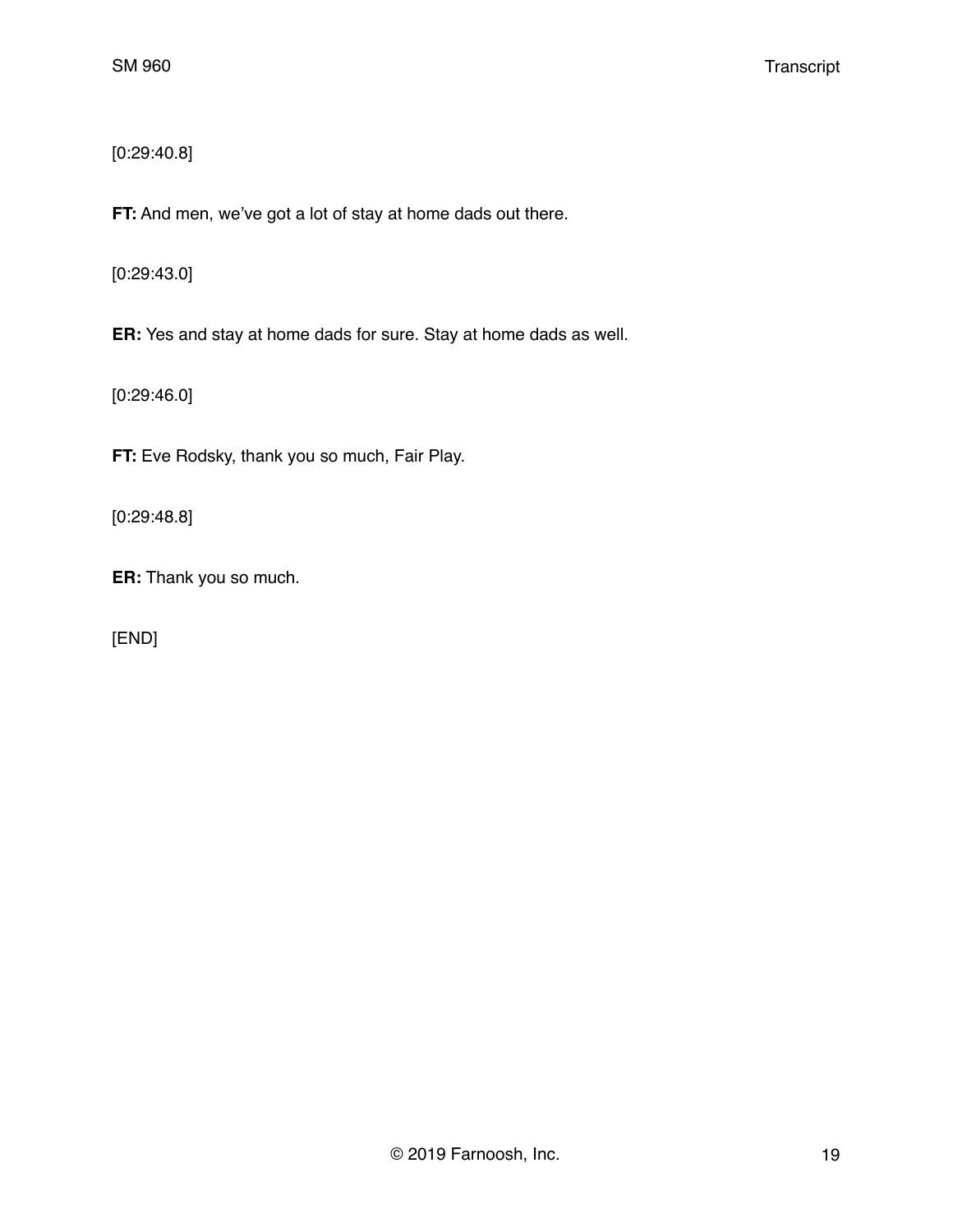[0:29:40.8]

**FT:** And men, we’ve got a lot of stay at home dads out there.

[0:29:43.0]

**ER:** Yes and stay at home dads for sure. Stay at home dads as well.

[0:29:46.0]

**FT:** Eve Rodsky, thank you so much, Fair Play.

[0:29:48.8]

**ER:** Thank you so much.

[END]